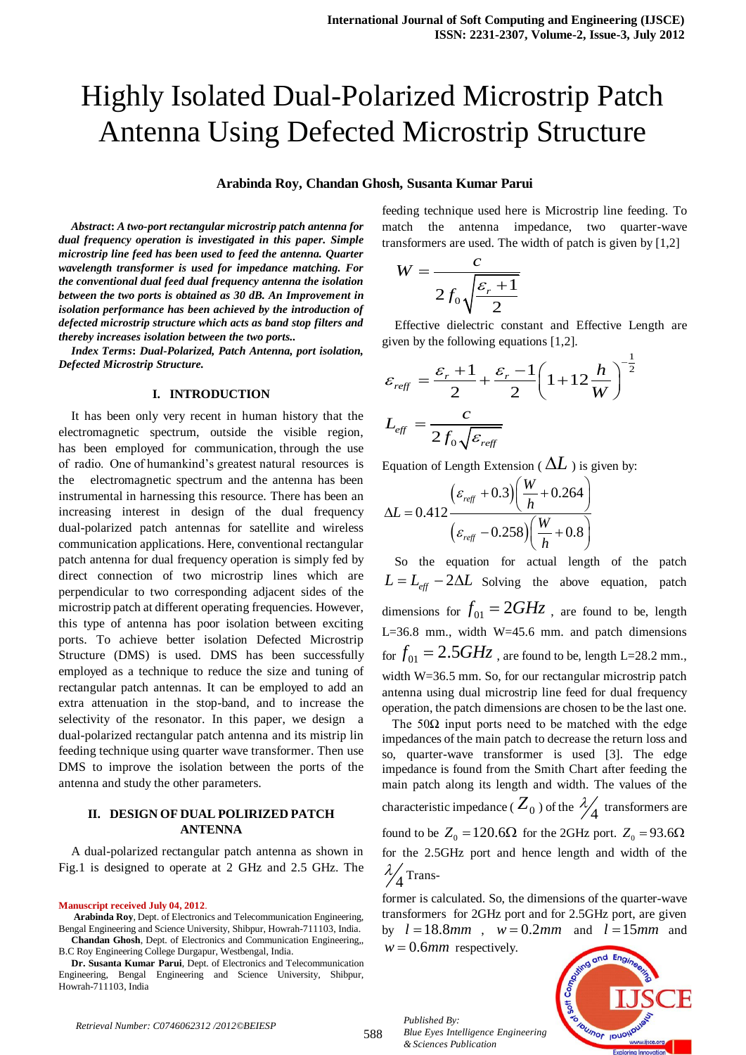# Highly Isolated Dual-Polarized Microstrip Patch Antenna Using Defected Microstrip Structure

**Arabinda Roy, Chandan Ghosh, Susanta Kumar Parui**

***Abstract*: *A two-port rectangular microstrip patch antenna for dual frequency operation is investigated in this paper. Simple microstrip line feed has been used to feed the antenna. Quarter wavelength transformer is used for impedance matching. For the conventional dual feed dual frequency antenna the isolation between the two ports is obtained as 30 dB. An Improvement in isolation performance has been achieved by the introduction of defected microstrip structure which acts as band stop filters and thereby increases isolation between the two ports..***

***Index Terms*: *Dual-Polarized, Patch Antenna, port isolation, Defected Microstrip Structure.***

## I. INTRODUCTION

It has been only very recent in human history that the electromagnetic spectrum, outside the visible region, has been employed for communication, through the use of radio. One of humankind's greatest natural resources is the electromagnetic spectrum and the antenna has been instrumental in harnessing this resource. There has been an increasing interest in design of the dual frequency dual-polarized patch antennas for satellite and wireless communication applications. Here, conventional rectangular patch antenna for dual frequency operation is simply fed by direct connection of two microstrip lines which are perpendicular to two corresponding adjacent sides of the microstrip patch at different operating frequencies. However, this type of antenna has poor isolation between exciting ports. To achieve better isolation Defected Microstrip Structure (DMS) is used. DMS has been successfully employed as a technique to reduce the size and tuning of rectangular patch antennas. It can be employed to add an extra attenuation in the stop-band, and to increase the selectivity of the resonator. In this paper, we design a dual-polarized rectangular patch antenna and its mistrip lin feeding technique using quarter wave transformer. Then use DMS to improve the isolation between the ports of the antenna and study the other parameters.

## II. DESIGN OF DUAL POLIRIZED PATCH ANTENNA

A dual-polarized rectangular patch antenna as shown in Fig.1 is designed to operate at 2 GHz and 2.5 GHz. The feeding technique used here is Microstrip line feeding. To match the antenna impedance, two quarter-wave transformers are used. The width of patch is given by [1,2]

$$W = \frac{c}{2f_0\sqrt{\frac{\varepsilon_r + 1}{2}}}$$

Effective dielectric constant and Effective Length are given by the following equations [1,2].

$$\varepsilon_{reff} = \frac{\varepsilon_r + 1}{2} + \frac{\varepsilon_r - 1}{2}\left(1 + 12\frac{h}{W}\right)^{-\frac{1}{2}}$$

$$L_{eff} = \frac{c}{2f_0\sqrt{\varepsilon_{reff}}}$$

Equation of Length Extension ( $\Delta L$ ) is given by:

$$\Delta L = 0.412\frac{\left(\varepsilon_{reff} + 0.3\right)\left(\frac{W}{h} + 0.264\right)}{\left(\varepsilon_{reff} - 0.258\right)\left(\frac{W}{h} + 0.8\right)}$$

So the equation for actual length of the patch $L = L_{eff} - 2\Delta L$ Solving the above equation, patch dimensions for $f_{01} = 2GHz$ , are found to be, length L=36.8 mm., width W=45.6 mm. and patch dimensions for $f_{01} = 2.5GHz$ , are found to be, length L=28.2 mm., width W=36.5 mm. So, for our rectangular microstrip patch antenna using dual microstrip line feed for dual frequency operation, the patch dimensions are chosen to be the last one.

The 50Ω input ports need to be matched with the edge impedances of the main patch to decrease the return loss and so, quarter-wave transformer is used [3]. The edge impedance is found from the Smith Chart after feeding the main patch along its length and width. The values of the characteristic impedance ( $Z_0$ ) of the $\lambda/4$ transformers are found to be $Z_0 = 120.6\Omega$ for the 2GHz port. $Z_0 = 93.6\Omega$ for the 2.5GHz port and hence length and width of the $\lambda/4$ Transformer is calculated. So, the dimensions of the quarter-wave transformers for 2GHz port and for 2.5GHz port, are given by $l = 18.8mm$ , $w = 0.2mm$ and $l = 15mm$ and $w = 0.6mm$ respectively.

**Manuscript received July 04, 2012.**

**Arabinda Roy**, Dept. of Electronics and Telecommunication Engineering, Bengal Engineering and Science University, Shibpur, Howrah-711103, India.

**Chandan Ghosh**, Dept. of Electronics and Communication Engineering,, B.C Roy Engineering College Durgapur, Westbengal, India.

**Dr. Susanta Kumar Parui**, Dept. of Electronics and Telecommunication Engineering, Bengal Engineering and Science University, Shibpur, Howrah-711103, India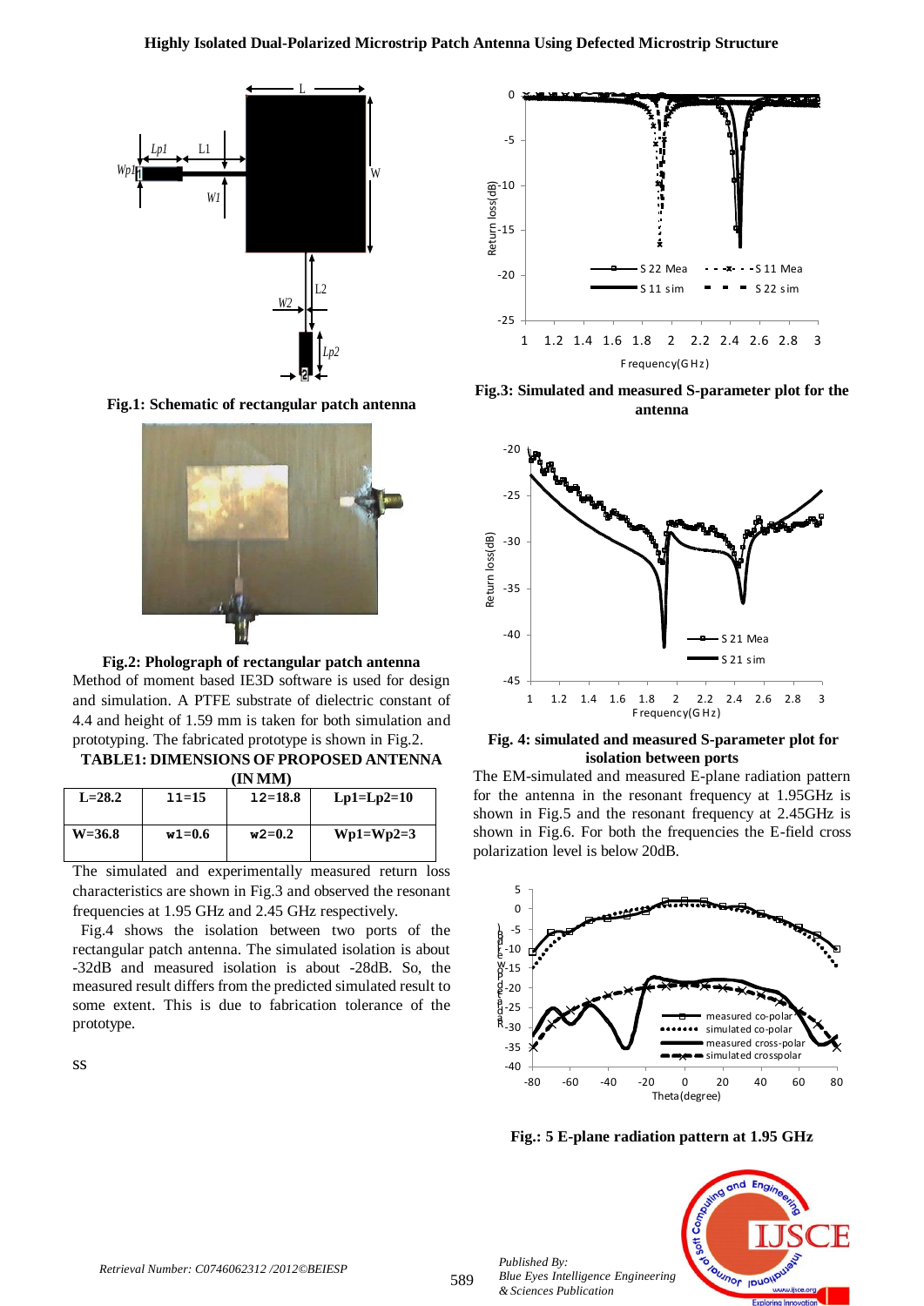Fig.1: Schematic of rectangular patch antenna

Fig.2: Pholograph of rectangular patch antenna

Method of moment based IE3D software is used for design and simulation. A PTFE substrate of dielectric constant of 4.4 and height of 1.59 mm is taken for both simulation and prototyping. The fabricated prototype is shown in Fig.2.

**TABLE1: DIMENSIONS OF PROPOSED ANTENNA (IN MM)**

| L=28.2 | l1=15 | l2=18.8 | Lp1=Lp2=10 |
|---|---|---|---|
| W=36.8 | w1=0.6 | w2=0.2 | Wp1=Wp2=3 |

The simulated and experimentally measured return loss characteristics are shown in Fig.3 and observed the resonant frequencies at 1.95 GHz and 2.45 GHz respectively.

Fig.4 shows the isolation between two ports of the rectangular patch antenna. The simulated isolation is about -32dB and measured isolation is about -28dB. So, the measured result differs from the predicted simulated result to some extent. This is due to fabrication tolerance of the prototype.

SS

Fig.3: Simulated and measured S-parameter plot for the antenna

Fig. 4: simulated and measured S-parameter plot for isolation between ports

The EM-simulated and measured E-plane radiation pattern for the antenna in the resonant frequency at 1.95GHz is shown in Fig.5 and the resonant frequency at 2.45GHz is shown in Fig.6. For both the frequencies the E-field cross polarization level is below 20dB.

Fig.: 5 E-plane radiation pattern at 1.95 GHz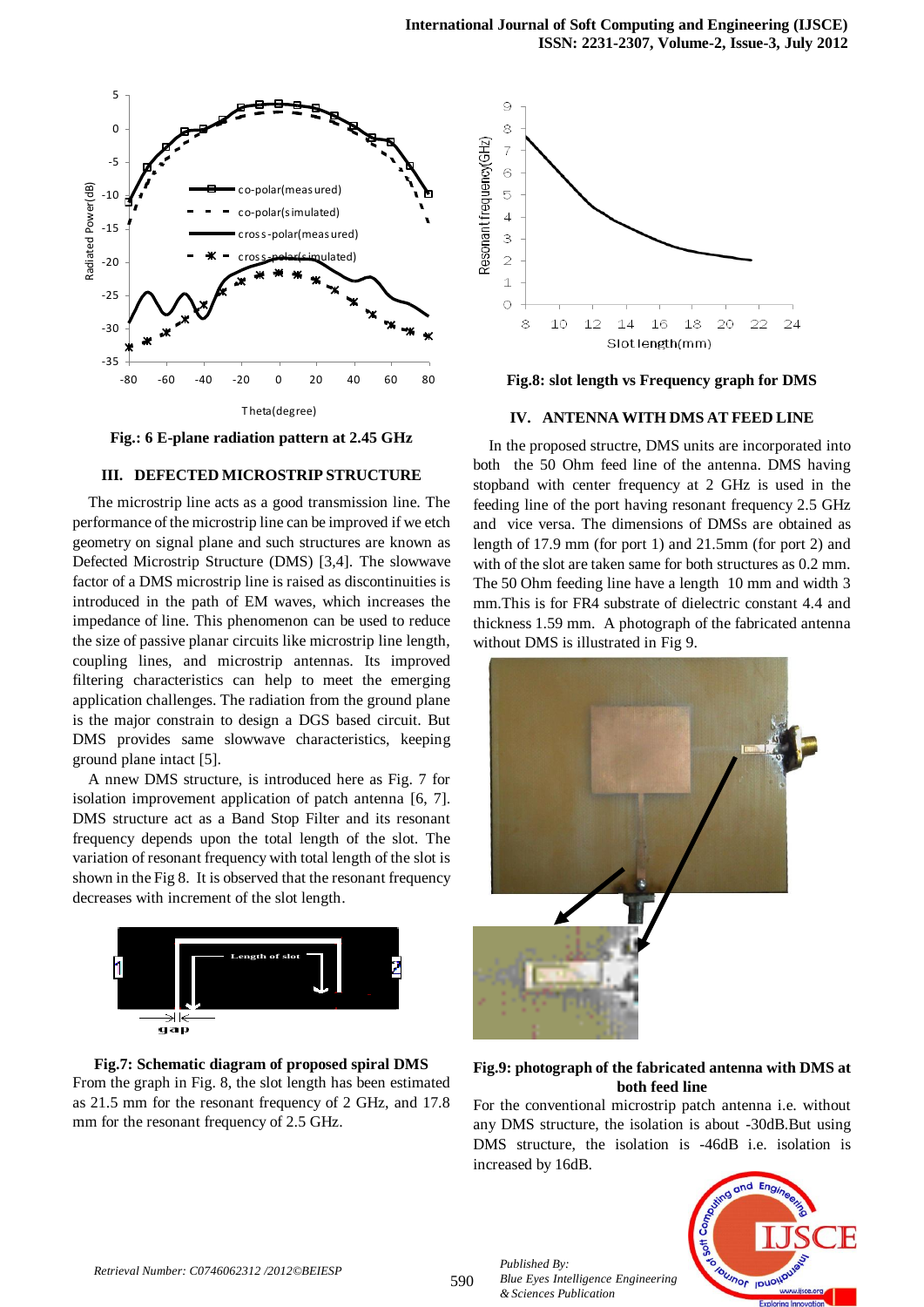Fig.: 6 E-plane radiation pattern at 2.45 GHz

## III. DEFECTED MICROSTRIP STRUCTURE

The microstrip line acts as a good transmission line. The performance of the microstrip line can be improved if we etch geometry on signal plane and such structures are known as Defected Microstrip Structure (DMS) [3,4]. The slowwave factor of a DMS microstrip line is raised as discontinuities is introduced in the path of EM waves, which increases the impedance of line. This phenomenon can be used to reduce the size of passive planar circuits like microstrip line length, coupling lines, and microstrip antennas. Its improved filtering characteristics can help to meet the emerging application challenges. The radiation from the ground plane is the major constrain to design a DGS based circuit. But DMS provides same slowwave characteristics, keeping ground plane intact [5].

A nnew DMS structure, is introduced here as Fig. 7 for isolation improvement application of patch antenna [6, 7]. DMS structure act as a Band Stop Filter and its resonant frequency depends upon the total length of the slot. The variation of resonant frequency with total length of the slot is shown in the Fig 8. It is observed that the resonant frequency decreases with increment of the slot length.

Fig.7: Schematic diagram of proposed spiral DMS

From the graph in Fig. 8, the slot length has been estimated as 21.5 mm for the resonant frequency of 2 GHz, and 17.8 mm for the resonant frequency of 2.5 GHz.

Fig.8: slot length vs Frequency graph for DMS

## IV. ANTENNA WITH DMS AT FEED LINE

In the proposed structre, DMS units are incorporated into both the 50 Ohm feed line of the antenna. DMS having stopband with center frequency at 2 GHz is used in the feeding line of the port having resonant frequency 2.5 GHz and vice versa. The dimensions of DMSs are obtained as length of 17.9 mm (for port 1) and 21.5mm (for port 2) and with of the slot are taken same for both structures as 0.2 mm. The 50 Ohm feeding line have a length 10 mm and width 3 mm.This is for FR4 substrate of dielectric constant 4.4 and thickness 1.59 mm. A photograph of the fabricated antenna without DMS is illustrated in Fig 9.

Fig.9: photograph of the fabricated antenna with DMS at both feed line

For the conventional microstrip patch antenna i.e. without any DMS structure, the isolation is about -30dB.But using DMS structure, the isolation is -46dB i.e. isolation is increased by 16dB.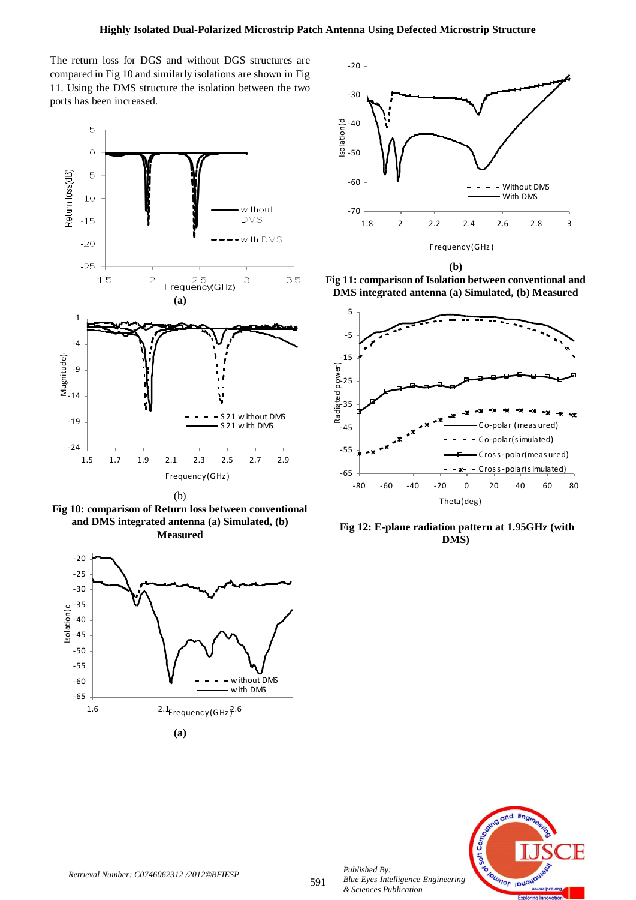The return loss for DGS and without DGS structures are compared in Fig 10 and similarly isolations are shown in Fig 11. Using the DMS structure the isolation between the two ports has been increased.

(a)

(b)

**Fig 10: comparison of Return loss between conventional and DMS integrated antenna (a) Simulated, (b) Measured**

(a)

(b)

**Fig 11: comparison of Isolation between conventional and DMS integrated antenna (a) Simulated, (b) Measured**

**Fig 12: E-plane radiation pattern at 1.95GHz (with DMS)**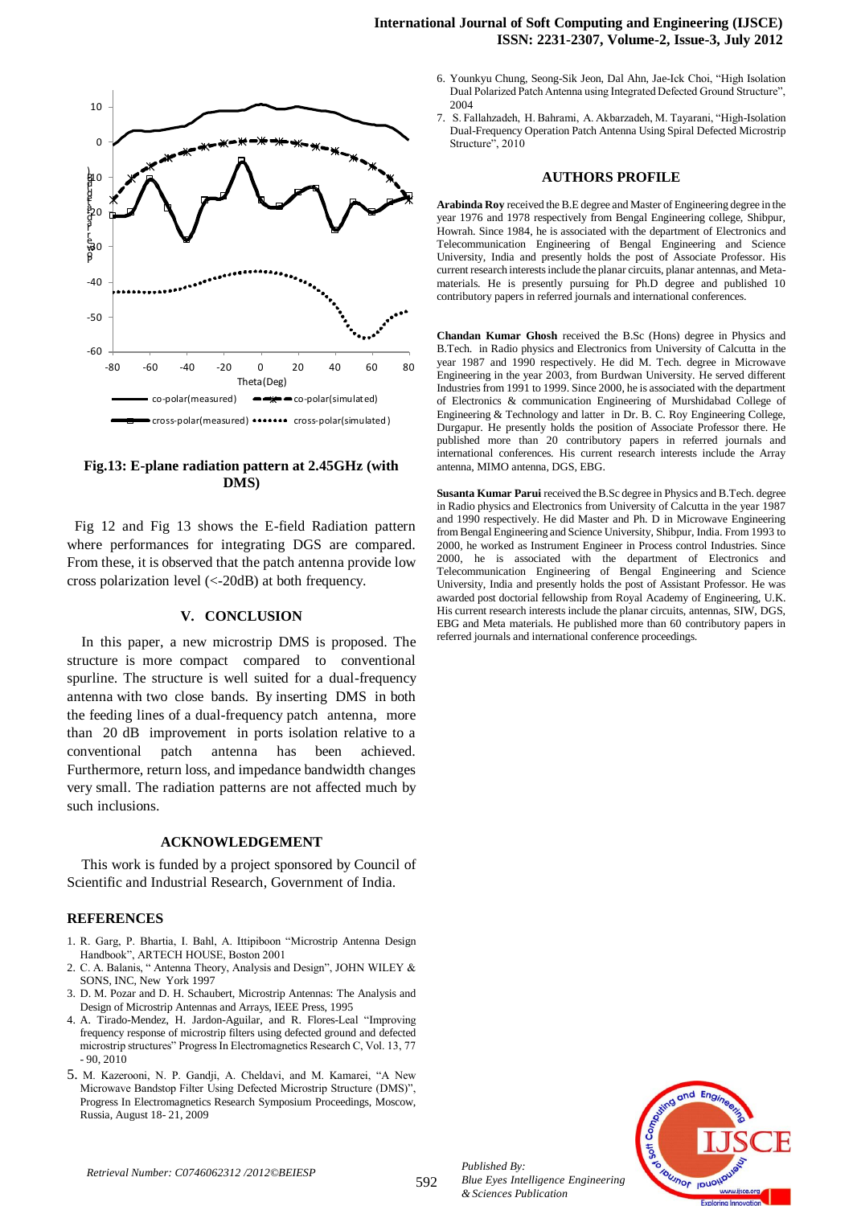10

0

-10

-20

-30

-40

-50

-60

-80 -60 -40 -20 0 20 40 60 80

Theta(Deg)

co-polar(measured) co-polar(simulated)

cross-polar(measured) cross-polar(simulated)

**Fig.13: E-plane radiation pattern at 2.45GHz (with DMS)**

Fig 12 and Fig 13 shows the E-field Radiation pattern where performances for integrating DGS are compared. From these, it is observed that the patch antenna provide low cross polarization level (<-20dB) at both frequency.

## V. CONCLUSION

In this paper, a new microstrip DMS is proposed. The structure is more compact compared to conventional spurline. The structure is well suited for a dual-frequency antenna with two close bands. By inserting DMS in both the feeding lines of a dual-frequency patch antenna, more than 20 dB improvement in ports isolation relative to a conventional patch antenna has been achieved. Furthermore, return loss, and impedance bandwidth changes very small. The radiation patterns are not affected much by such inclusions.

## ACKNOWLEDGEMENT

This work is funded by a project sponsored by Council of Scientific and Industrial Research, Government of India.

## REFERENCES

1. R. Garg, P. Bhartia, I. Bahl, A. Ittipiboon "Microstrip Antenna Design Handbook", ARTECH HOUSE, Boston 2001
2. C. A. Balanis, " Antenna Theory, Analysis and Design", JOHN WILEY & SONS, INC, New York 1997
3. D. M. Pozar and D. H. Schaubert, Microstrip Antennas: The Analysis and Design of Microstrip Antennas and Arrays, IEEE Press, 1995
4. A. Tirado-Mendez, H. Jardon-Aguilar, and R. Flores-Leal "Improving frequency response of microstrip filters using defected ground and defected microstrip structures" Progress In Electromagnetics Research C, Vol. 13, 77 - 90, 2010
5. M. Kazerooni, N. P. Gandji, A. Cheldavi, and M. Kamarei, "A New Microwave Bandstop Filter Using Defected Microstrip Structure (DMS)", Progress In Electromagnetics Research Symposium Proceedings, Moscow, Russia, August 18- 21, 2009
6. Younkyu Chung, Seong-Sik Jeon, Dal Ahn, Jae-Ick Choi, "High Isolation Dual Polarized Patch Antenna using Integrated Defected Ground Structure", 2004
7. S. Fallahzadeh, H. Bahrami, A. Akbarzadeh, M. Tayarani, "High-Isolation Dual-Frequency Operation Patch Antenna Using Spiral Defected Microstrip Structure", 2010

## AUTHORS PROFILE

**Arabinda Roy** received the B.E degree and Master of Engineering degree in the year 1976 and 1978 respectively from Bengal Engineering college, Shibpur, Howrah. Since 1984, he is associated with the department of Electronics and Telecommunication Engineering of Bengal Engineering and Science University, India and presently holds the post of Associate Professor. His current research interests include the planar circuits, planar antennas, and Meta-materials. He is presently pursuing for Ph.D degree and published 10 contributory papers in referred journals and international conferences.

**Chandan Kumar Ghosh** received the B.Sc (Hons) degree in Physics and B.Tech. in Radio physics and Electronics from University of Calcutta in the year 1987 and 1990 respectively. He did M. Tech. degree in Microwave Engineering in the year 2003, from Burdwan University. He served different Industries from 1991 to 1999. Since 2000, he is associated with the department of Electronics & communication Engineering of Murshidabad College of Engineering & Technology and latter in Dr. B. C. Roy Engineering College, Durgapur. He presently holds the position of Associate Professor there. He published more than 20 contributory papers in referred journals and international conferences. His current research interests include the Array antenna, MIMO antenna, DGS, EBG.

**Susanta Kumar Parui** received the B.Sc degree in Physics and B.Tech. degree in Radio physics and Electronics from University of Calcutta in the year 1987 and 1990 respectively. He did Master and Ph. D in Microwave Engineering from Bengal Engineering and Science University, Shibpur, India. From 1993 to 2000, he worked as Instrument Engineer in Process control Industries. Since 2000, he is associated with the department of Electronics and Telecommunication Engineering of Bengal Engineering and Science University, India and presently holds the post of Assistant Professor. He was awarded post doctorial fellowship from Royal Academy of Engineering, U.K. His current research interests include the planar circuits, antennas, SIW, DGS, EBG and Meta materials. He published more than 60 contributory papers in referred journals and international conference proceedings.